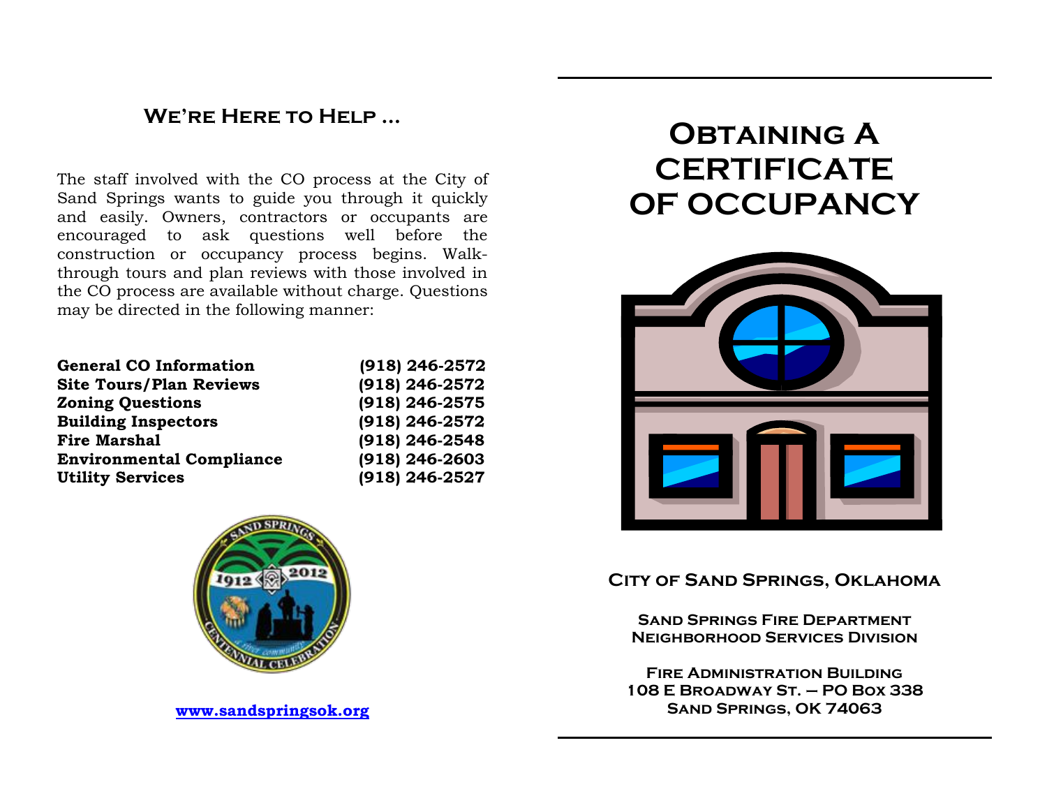## We're Here to Help ...

The staff involved with the CO process at the City of Sand Springs wants to guide you through it quickly and easily. Owners, contractors or occupants are encouraged to ask questions well before the construction or occupancy process begins. Walk-through tours and plan reviews with those involved in the CO process are available without charge. Questions may be directed in the following manner:

| | |
|---|---|
| **General CO Information** | **(918) 246-2572** |
| **Site Tours/Plan Reviews** | **(918) 246-2572** |
| **Zoning Questions** | **(918) 246-2575** |
| **Building Inspectors** | **(918) 246-2572** |
| **Fire Marshal** | **(918) 246-2548** |
| **Environmental Compliance** | **(918) 246-2603** |
| **Utility Services** | **(918) 246-2527** |

**www.sandspringsok.org**

# Obtaining A Certificate of Occupancy

**City of Sand Springs, Oklahoma**

**Sand Springs Fire Department**
**Neighborhood Services Division**

**Fire Administration Building**
**108 E Broadway St. – PO Box 338**
**Sand Springs, OK 74063**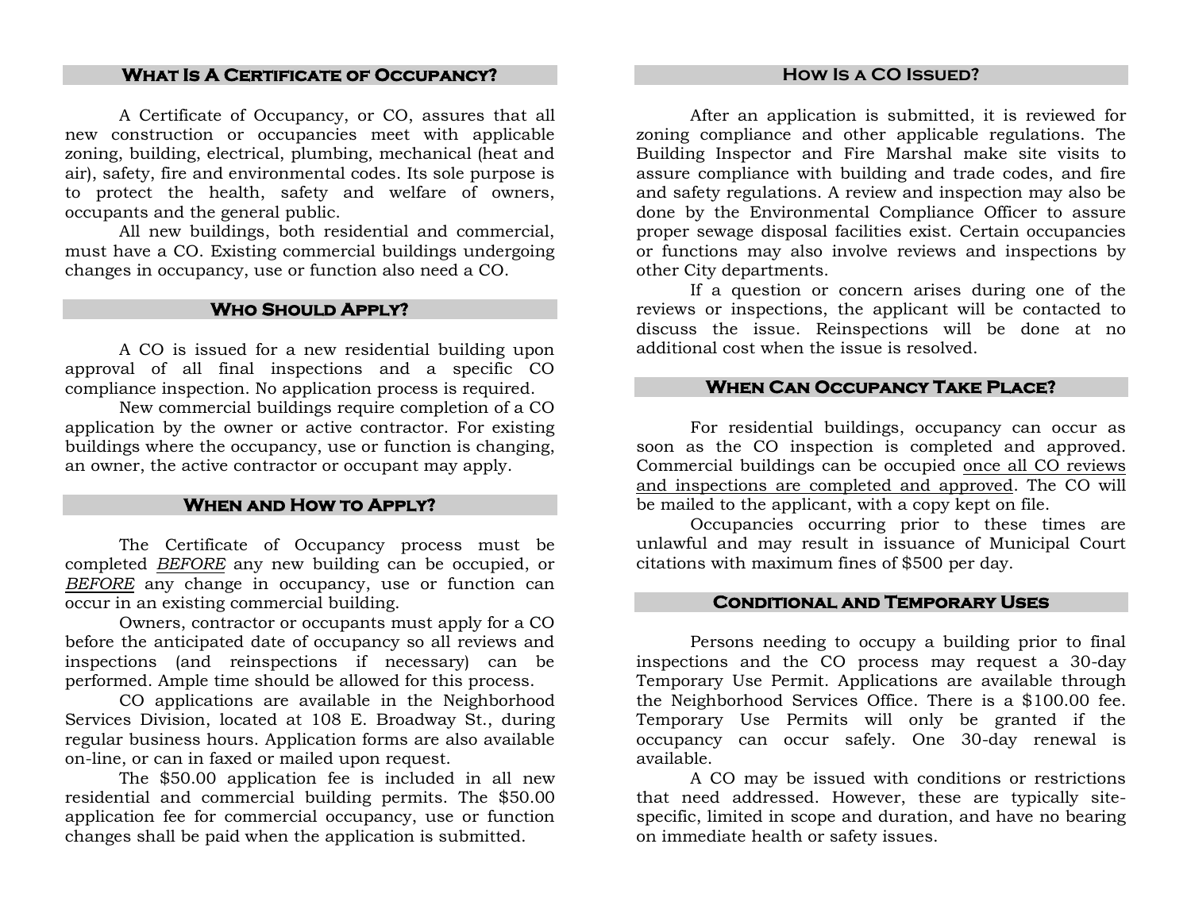## What Is A Certificate of Occupancy?

A Certificate of Occupancy, or CO, assures that all new construction or occupancies meet with applicable zoning, building, electrical, plumbing, mechanical (heat and air), safety, fire and environmental codes. Its sole purpose is to protect the health, safety and welfare of owners, occupants and the general public.

All new buildings, both residential and commercial, must have a CO. Existing commercial buildings undergoing changes in occupancy, use or function also need a CO.

## Who Should Apply?

A CO is issued for a new residential building upon approval of all final inspections and a specific CO compliance inspection. No application process is required.

New commercial buildings require completion of a CO application by the owner or active contractor. For existing buildings where the occupancy, use or function is changing, an owner, the active contractor or occupant may apply.

## When and How to Apply?

The Certificate of Occupancy process must be completed ***BEFORE*** any new building can be occupied, or ***BEFORE*** any change in occupancy, use or function can occur in an existing commercial building.

Owners, contractor or occupants must apply for a CO before the anticipated date of occupancy so all reviews and inspections (and reinspections if necessary) can be performed. Ample time should be allowed for this process.

CO applications are available in the Neighborhood Services Division, located at 108 E. Broadway St., during regular business hours. Application forms are also available on-line, or can in faxed or mailed upon request.

The $50.00 application fee is included in all new residential and commercial building permits. The $50.00 application fee for commercial occupancy, use or function changes shall be paid when the application is submitted.

## How Is a CO Issued?

After an application is submitted, it is reviewed for zoning compliance and other applicable regulations. The Building Inspector and Fire Marshal make site visits to assure compliance with building and trade codes, and fire and safety regulations. A review and inspection may also be done by the Environmental Compliance Officer to assure proper sewage disposal facilities exist. Certain occupancies or functions may also involve reviews and inspections by other City departments.

If a question or concern arises during one of the reviews or inspections, the applicant will be contacted to discuss the issue. Reinspections will be done at no additional cost when the issue is resolved.

## When Can Occupancy Take Place?

For residential buildings, occupancy can occur as soon as the CO inspection is completed and approved. Commercial buildings can be occupied once all CO reviews and inspections are completed and approved. The CO will be mailed to the applicant, with a copy kept on file.

Occupancies occurring prior to these times are unlawful and may result in issuance of Municipal Court citations with maximum fines of $500 per day.

## Conditional and Temporary Uses

Persons needing to occupy a building prior to final inspections and the CO process may request a 30-day Temporary Use Permit. Applications are available through the Neighborhood Services Office. There is a $100.00 fee. Temporary Use Permits will only be granted if the occupancy can occur safely. One 30-day renewal is available.

A CO may be issued with conditions or restrictions that need addressed. However, these are typically site-specific, limited in scope and duration, and have no bearing on immediate health or safety issues.